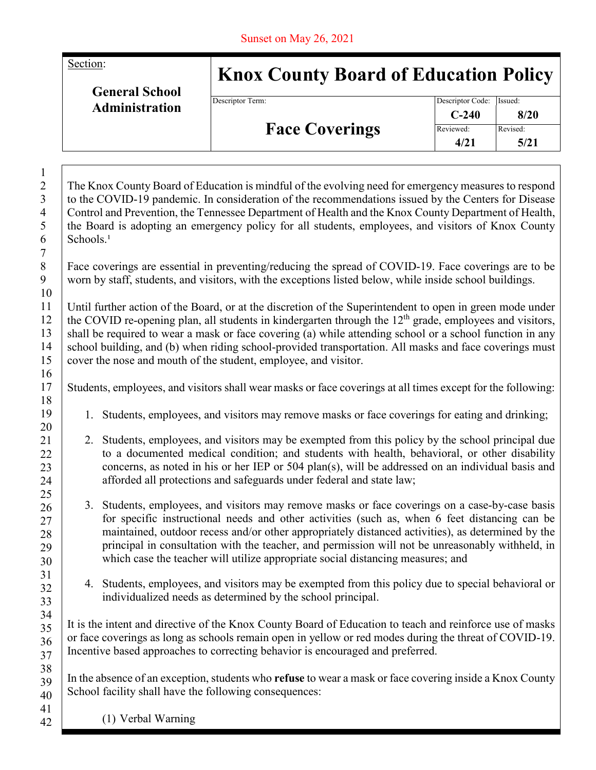Sunset on May 26, 2021

| Section: General School Administration | Knox County Board of Education Policy | | |
|---|---|---|---|
| | Descriptor Term: **Face Coverings** | Descriptor Code: **C-240** | Issued: **8/20** |
| | | Reviewed: **4/21** | Revised: **5/21** |

The Knox County Board of Education is mindful of the evolving need for emergency measures to respond to the COVID-19 pandemic. In consideration of the recommendations issued by the Centers for Disease Control and Prevention, the Tennessee Department of Health and the Knox County Department of Health, the Board is adopting an emergency policy for all students, employees, and visitors of Knox County Schools.[1]

Face coverings are essential in preventing/reducing the spread of COVID-19. Face coverings are to be worn by staff, students, and visitors, with the exceptions listed below, while inside school buildings.

Until further action of the Board, or at the discretion of the Superintendent to open in green mode under the COVID re-opening plan, all students in kindergarten through the 12th grade, employees and visitors, shall be required to wear a mask or face covering (a) while attending school or a school function in any school building, and (b) when riding school-provided transportation. All masks and face coverings must cover the nose and mouth of the student, employee, and visitor.

Students, employees, and visitors shall wear masks or face coverings at all times except for the following:

1. Students, employees, and visitors may remove masks or face coverings for eating and drinking;

2. Students, employees, and visitors may be exempted from this policy by the school principal due to a documented medical condition; and students with health, behavioral, or other disability concerns, as noted in his or her IEP or 504 plan(s), will be addressed on an individual basis and afforded all protections and safeguards under federal and state law;

3. Students, employees, and visitors may remove masks or face coverings on a case-by-case basis for specific instructional needs and other activities (such as, when 6 feet distancing can be maintained, outdoor recess and/or other appropriately distanced activities), as determined by the principal in consultation with the teacher, and permission will not be unreasonably withheld, in which case the teacher will utilize appropriate social distancing measures; and

4. Students, employees, and visitors may be exempted from this policy due to special behavioral or individualized needs as determined by the school principal.

It is the intent and directive of the Knox County Board of Education to teach and reinforce use of masks or face coverings as long as schools remain open in yellow or red modes during the threat of COVID-19. Incentive based approaches to correcting behavior is encouraged and preferred.

In the absence of an exception, students who **refuse** to wear a mask or face covering inside a Knox County School facility shall have the following consequences:

(1) Verbal Warning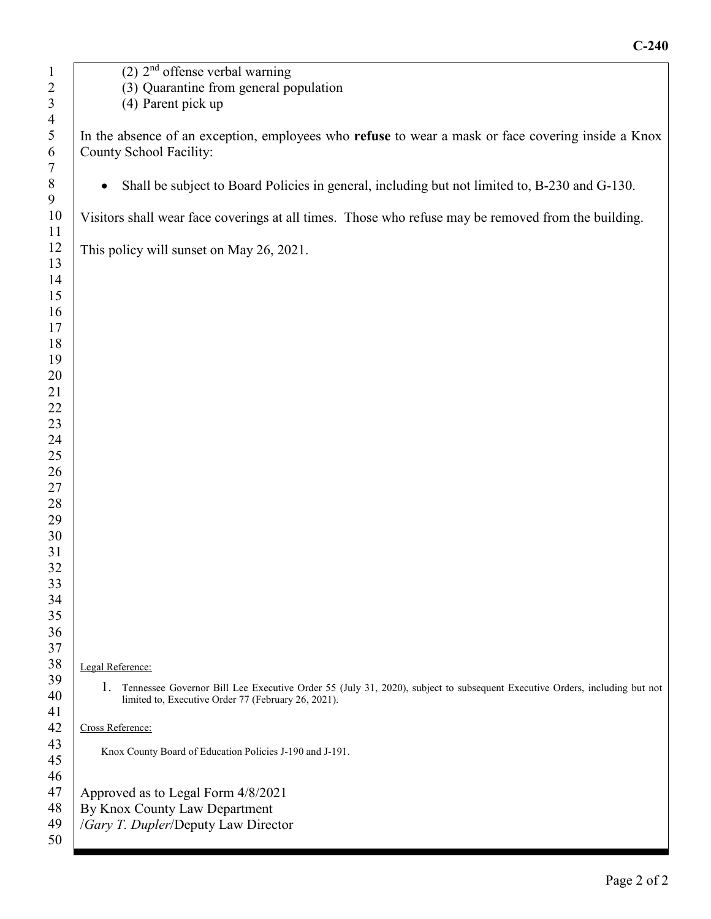(2) 2nd offense verbal warning
(3) Quarantine from general population
(4) Parent pick up

In the absence of an exception, employees who **refuse** to wear a mask or face covering inside a Knox County School Facility:

- Shall be subject to Board Policies in general, including but not limited to, B-230 and G-130.

Visitors shall wear face coverings at all times. Those who refuse may be removed from the building.

This policy will sunset on May 26, 2021.

Legal Reference:

1. Tennessee Governor Bill Lee Executive Order 55 (July 31, 2020), subject to subsequent Executive Orders, including but not limited to, Executive Order 77 (February 26, 2021).

Cross Reference:

Knox County Board of Education Policies J-190 and J-191.

Approved as to Legal Form 4/8/2021
By Knox County Law Department
/*Gary T. Dupler*/Deputy Law Director